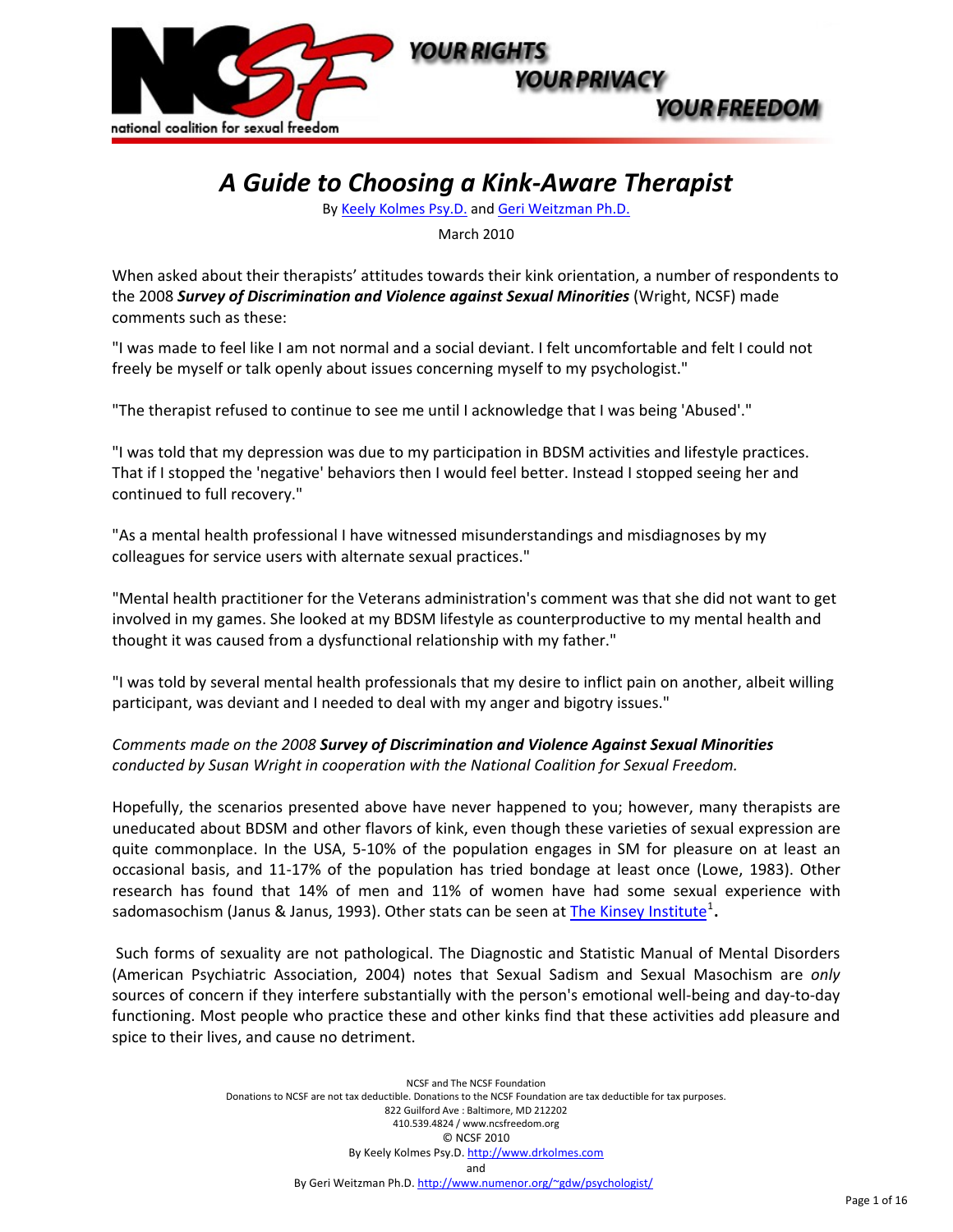# A Guide to Choosing a Kink-Aware Therapist

By Keely Kolmes Psy.D. and Geri Weitzman Ph.D.

March 2010

When asked about their therapists' attitudes towards their kink orientation, a number of respondents to the 2008 ***Survey of Discrimination and Violence against Sexual Minorities*** (Wright, NCSF) made comments such as these:

"I was made to feel like I am not normal and a social deviant. I felt uncomfortable and felt I could not freely be myself or talk openly about issues concerning myself to my psychologist."

"The therapist refused to continue to see me until I acknowledge that I was being 'Abused'."

"I was told that my depression was due to my participation in BDSM activities and lifestyle practices. That if I stopped the 'negative' behaviors then I would feel better. Instead I stopped seeing her and continued to full recovery."

"As a mental health professional I have witnessed misunderstandings and misdiagnoses by my colleagues for service users with alternate sexual practices."

"Mental health practitioner for the Veterans administration's comment was that she did not want to get involved in my games. She looked at my BDSM lifestyle as counterproductive to my mental health and thought it was caused from a dysfunctional relationship with my father."

"I was told by several mental health professionals that my desire to inflict pain on another, albeit willing participant, was deviant and I needed to deal with my anger and bigotry issues."

*Comments made on the 2008* ***Survey of Discrimination and Violence Against Sexual Minorities*** *conducted by Susan Wright in cooperation with the National Coalition for Sexual Freedom.*

Hopefully, the scenarios presented above have never happened to you; however, many therapists are uneducated about BDSM and other flavors of kink, even though these varieties of sexual expression are quite commonplace. In the USA, 5-10% of the population engages in SM for pleasure on at least an occasional basis, and 11-17% of the population has tried bondage at least once (Lowe, 1983). Other research has found that 14% of men and 11% of women have had some sexual experience with sadomasochism (Janus & Janus, 1993). Other stats can be seen at The Kinsey Institute[1].

Such forms of sexuality are not pathological. The Diagnostic and Statistic Manual of Mental Disorders (American Psychiatric Association, 2004) notes that Sexual Sadism and Sexual Masochism are *only* sources of concern if they interfere substantially with the person's emotional well-being and day-to-day functioning. Most people who practice these and other kinks find that these activities add pleasure and spice to their lives, and cause no detriment.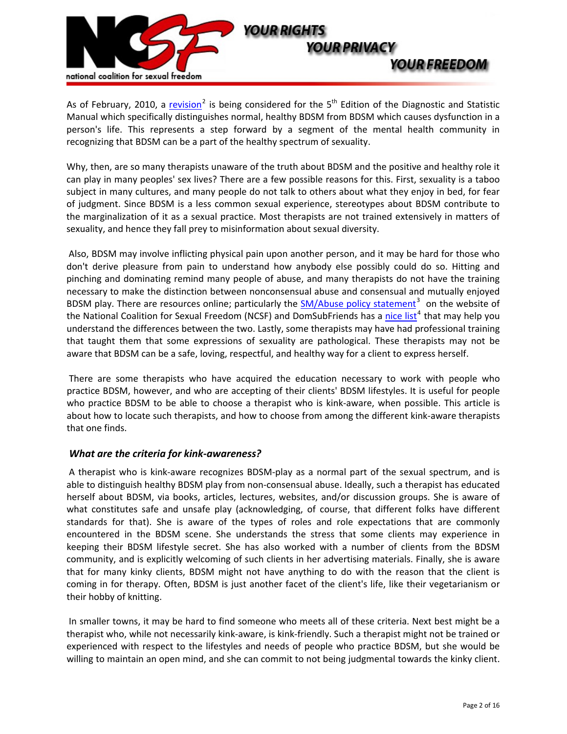As of February, 2010, a revision[2] is being considered for the 5th Edition of the Diagnostic and Statistic Manual which specifically distinguishes normal, healthy BDSM from BDSM which causes dysfunction in a person's life. This represents a step forward by a segment of the mental health community in recognizing that BDSM can be a part of the healthy spectrum of sexuality.

Why, then, are so many therapists unaware of the truth about BDSM and the positive and healthy role it can play in many peoples' sex lives? There are a few possible reasons for this. First, sexuality is a taboo subject in many cultures, and many people do not talk to others about what they enjoy in bed, for fear of judgment. Since BDSM is a less common sexual experience, stereotypes about BDSM contribute to the marginalization of it as a sexual practice. Most therapists are not trained extensively in matters of sexuality, and hence they fall prey to misinformation about sexual diversity.

Also, BDSM may involve inflicting physical pain upon another person, and it may be hard for those who don't derive pleasure from pain to understand how anybody else possibly could do so. Hitting and pinching and dominating remind many people of abuse, and many therapists do not have the training necessary to make the distinction between nonconsensual abuse and consensual and mutually enjoyed BDSM play. There are resources online; particularly the SM/Abuse policy statement[3] on the website of the National Coalition for Sexual Freedom (NCSF) and DomSubFriends has a nice list[4] that may help you understand the differences between the two. Lastly, some therapists may have had professional training that taught them that some expressions of sexuality are pathological. These therapists may not be aware that BDSM can be a safe, loving, respectful, and healthy way for a client to express herself.

There are some therapists who have acquired the education necessary to work with people who practice BDSM, however, and who are accepting of their clients' BDSM lifestyles. It is useful for people who practice BDSM to be able to choose a therapist who is kink-aware, when possible. This article is about how to locate such therapists, and how to choose from among the different kink-aware therapists that one finds.

### *What are the criteria for kink-awareness?*

A therapist who is kink-aware recognizes BDSM-play as a normal part of the sexual spectrum, and is able to distinguish healthy BDSM play from non-consensual abuse. Ideally, such a therapist has educated herself about BDSM, via books, articles, lectures, websites, and/or discussion groups. She is aware of what constitutes safe and unsafe play (acknowledging, of course, that different folks have different standards for that). She is aware of the types of roles and role expectations that are commonly encountered in the BDSM scene. She understands the stress that some clients may experience in keeping their BDSM lifestyle secret. She has also worked with a number of clients from the BDSM community, and is explicitly welcoming of such clients in her advertising materials. Finally, she is aware that for many kinky clients, BDSM might not have anything to do with the reason that the client is coming in for therapy. Often, BDSM is just another facet of the client's life, like their vegetarianism or their hobby of knitting.

In smaller towns, it may be hard to find someone who meets all of these criteria. Next best might be a therapist who, while not necessarily kink-aware, is kink-friendly. Such a therapist might not be trained or experienced with respect to the lifestyles and needs of people who practice BDSM, but she would be willing to maintain an open mind, and she can commit to not being judgmental towards the kinky client.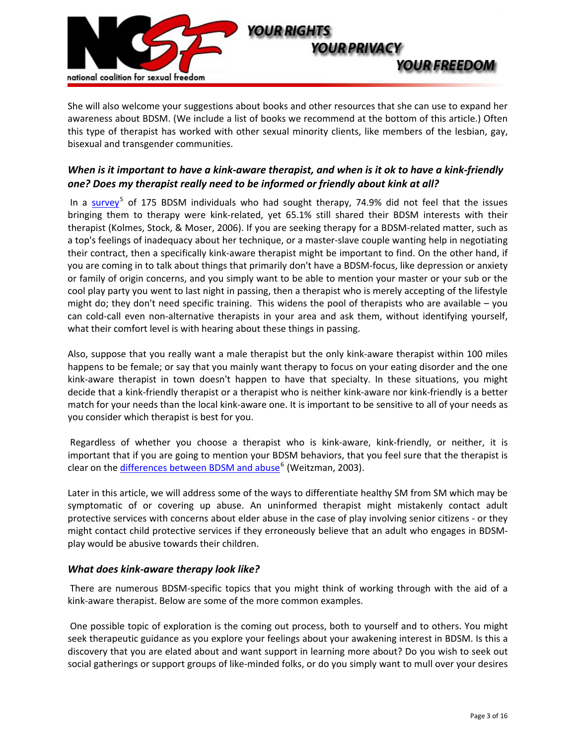She will also welcome your suggestions about books and other resources that she can use to expand her awareness about BDSM. (We include a list of books we recommend at the bottom of this article.) Often this type of therapist has worked with other sexual minority clients, like members of the lesbian, gay, bisexual and transgender communities.

### *When is it important to have a kink-aware therapist, and when is it ok to have a kink-friendly one? Does my therapist really need to be informed or friendly about kink at all?*

In a survey[5] of 175 BDSM individuals who had sought therapy, 74.9% did not feel that the issues bringing them to therapy were kink-related, yet 65.1% still shared their BDSM interests with their therapist (Kolmes, Stock, & Moser, 2006). If you are seeking therapy for a BDSM-related matter, such as a top's feelings of inadequacy about her technique, or a master-slave couple wanting help in negotiating their contract, then a specifically kink-aware therapist might be important to find. On the other hand, if you are coming in to talk about things that primarily don't have a BDSM-focus, like depression or anxiety or family of origin concerns, and you simply want to be able to mention your master or your sub or the cool play party you went to last night in passing, then a therapist who is merely accepting of the lifestyle might do; they don't need specific training. This widens the pool of therapists who are available – you can cold-call even non-alternative therapists in your area and ask them, without identifying yourself, what their comfort level is with hearing about these things in passing.

Also, suppose that you really want a male therapist but the only kink-aware therapist within 100 miles happens to be female; or say that you mainly want therapy to focus on your eating disorder and the one kink-aware therapist in town doesn't happen to have that specialty. In these situations, you might decide that a kink-friendly therapist or a therapist who is neither kink-aware nor kink-friendly is a better match for your needs than the local kink-aware one. It is important to be sensitive to all of your needs as you consider which therapist is best for you.

Regardless of whether you choose a therapist who is kink-aware, kink-friendly, or neither, it is important that if you are going to mention your BDSM behaviors, that you feel sure that the therapist is clear on the differences between BDSM and abuse[6] (Weitzman, 2003).

Later in this article, we will address some of the ways to differentiate healthy SM from SM which may be symptomatic of or covering up abuse. An uninformed therapist might mistakenly contact adult protective services with concerns about elder abuse in the case of play involving senior citizens - or they might contact child protective services if they erroneously believe that an adult who engages in BDSM-play would be abusive towards their children.

### *What does kink-aware therapy look like?*

There are numerous BDSM-specific topics that you might think of working through with the aid of a kink-aware therapist. Below are some of the more common examples.

One possible topic of exploration is the coming out process, both to yourself and to others. You might seek therapeutic guidance as you explore your feelings about your awakening interest in BDSM. Is this a discovery that you are elated about and want support in learning more about? Do you wish to seek out social gatherings or support groups of like-minded folks, or do you simply want to mull over your desires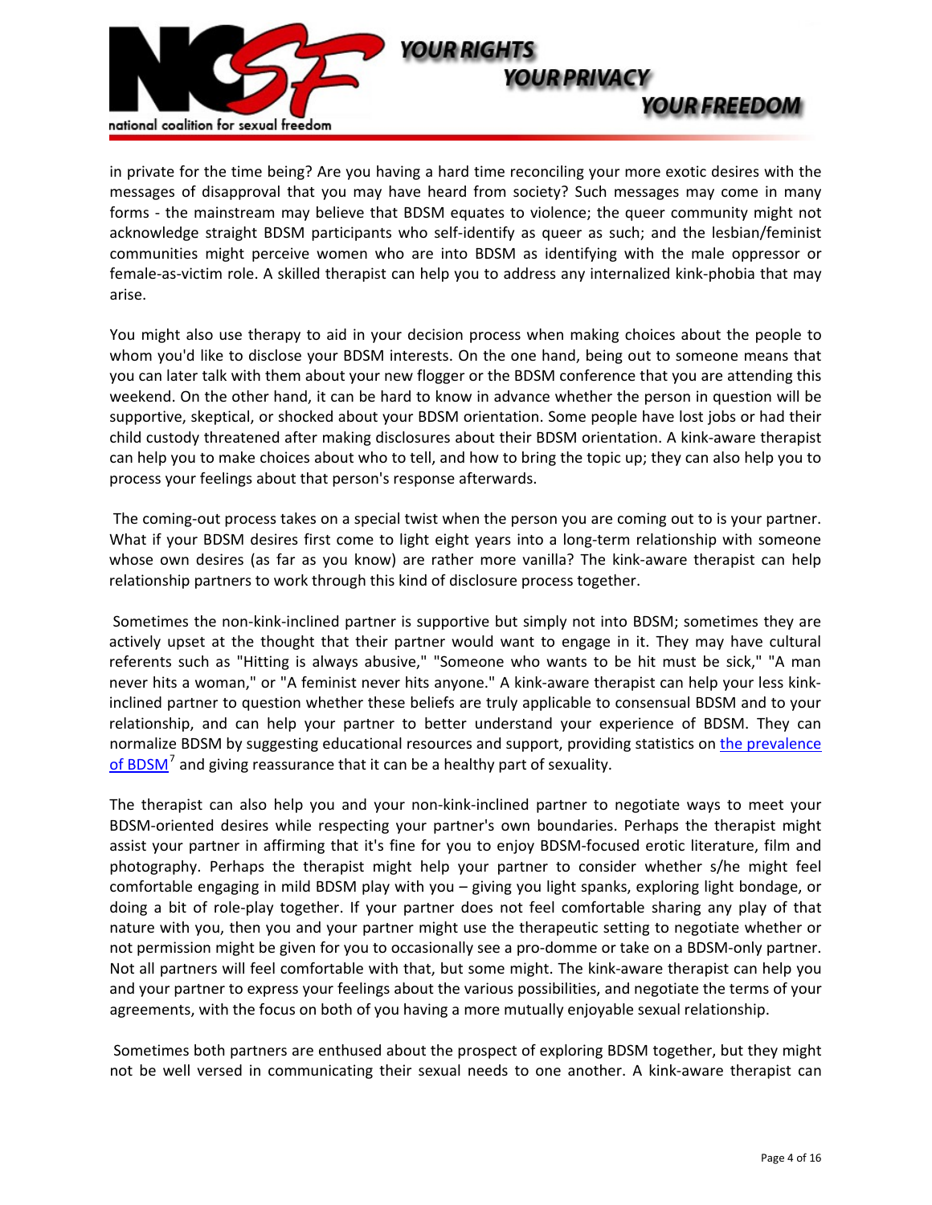in private for the time being? Are you having a hard time reconciling your more exotic desires with the messages of disapproval that you may have heard from society? Such messages may come in many forms - the mainstream may believe that BDSM equates to violence; the queer community might not acknowledge straight BDSM participants who self-identify as queer as such; and the lesbian/feminist communities might perceive women who are into BDSM as identifying with the male oppressor or female-as-victim role. A skilled therapist can help you to address any internalized kink-phobia that may arise.

You might also use therapy to aid in your decision process when making choices about the people to whom you'd like to disclose your BDSM interests. On the one hand, being out to someone means that you can later talk with them about your new flogger or the BDSM conference that you are attending this weekend. On the other hand, it can be hard to know in advance whether the person in question will be supportive, skeptical, or shocked about your BDSM orientation. Some people have lost jobs or had their child custody threatened after making disclosures about their BDSM orientation. A kink-aware therapist can help you to make choices about who to tell, and how to bring the topic up; they can also help you to process your feelings about that person's response afterwards.

The coming-out process takes on a special twist when the person you are coming out to is your partner. What if your BDSM desires first come to light eight years into a long-term relationship with someone whose own desires (as far as you know) are rather more vanilla? The kink-aware therapist can help relationship partners to work through this kind of disclosure process together.

Sometimes the non-kink-inclined partner is supportive but simply not into BDSM; sometimes they are actively upset at the thought that their partner would want to engage in it. They may have cultural referents such as "Hitting is always abusive," "Someone who wants to be hit must be sick," "A man never hits a woman," or "A feminist never hits anyone." A kink-aware therapist can help your less kink-inclined partner to question whether these beliefs are truly applicable to consensual BDSM and to your relationship, and can help your partner to better understand your experience of BDSM. They can normalize BDSM by suggesting educational resources and support, providing statistics on the prevalence of BDSM[7] and giving reassurance that it can be a healthy part of sexuality.

The therapist can also help you and your non-kink-inclined partner to negotiate ways to meet your BDSM-oriented desires while respecting your partner's own boundaries. Perhaps the therapist might assist your partner in affirming that it's fine for you to enjoy BDSM-focused erotic literature, film and photography. Perhaps the therapist might help your partner to consider whether s/he might feel comfortable engaging in mild BDSM play with you – giving you light spanks, exploring light bondage, or doing a bit of role-play together. If your partner does not feel comfortable sharing any play of that nature with you, then you and your partner might use the therapeutic setting to negotiate whether or not permission might be given for you to occasionally see a pro-domme or take on a BDSM-only partner. Not all partners will feel comfortable with that, but some might. The kink-aware therapist can help you and your partner to express your feelings about the various possibilities, and negotiate the terms of your agreements, with the focus on both of you having a more mutually enjoyable sexual relationship.

Sometimes both partners are enthused about the prospect of exploring BDSM together, but they might not be well versed in communicating their sexual needs to one another. A kink-aware therapist can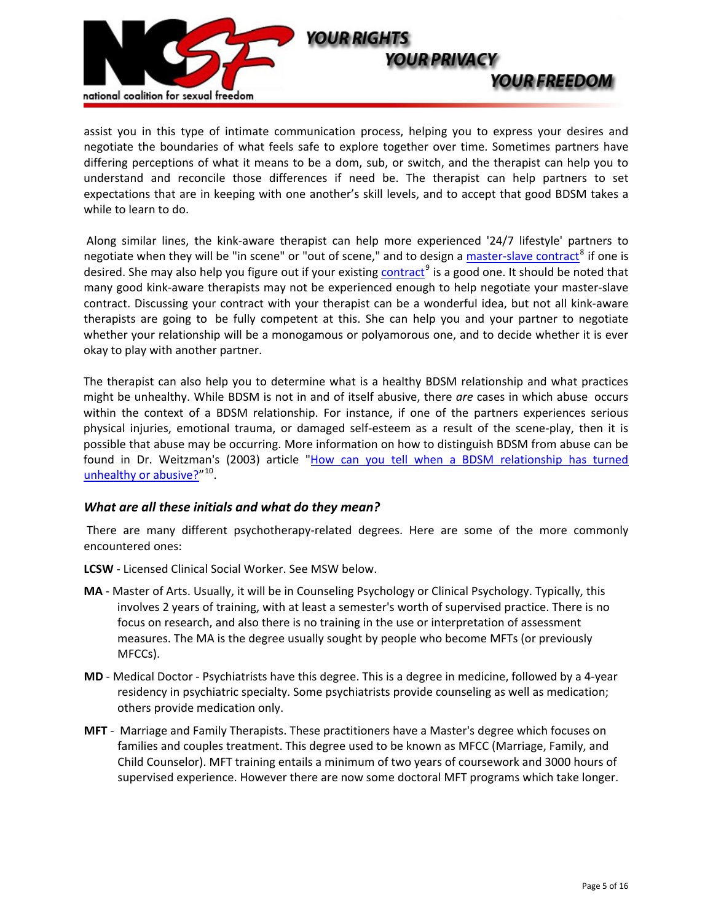assist you in this type of intimate communication process, helping you to express your desires and negotiate the boundaries of what feels safe to explore together over time. Sometimes partners have differing perceptions of what it means to be a dom, sub, or switch, and the therapist can help you to understand and reconcile those differences if need be. The therapist can help partners to set expectations that are in keeping with one another's skill levels, and to accept that good BDSM takes a while to learn to do.

Along similar lines, the kink-aware therapist can help more experienced '24/7 lifestyle' partners to negotiate when they will be "in scene" or "out of scene," and to design a master-slave contract[8] if one is desired. She may also help you figure out if your existing contract[9] is a good one. It should be noted that many good kink-aware therapists may not be experienced enough to help negotiate your master-slave contract. Discussing your contract with your therapist can be a wonderful idea, but not all kink-aware therapists are going to be fully competent at this. She can help you and your partner to negotiate whether your relationship will be a monogamous or polyamorous one, and to decide whether it is ever okay to play with another partner.

The therapist can also help you to determine what is a healthy BDSM relationship and what practices might be unhealthy. While BDSM is not in and of itself abusive, there *are* cases in which abuse occurs within the context of a BDSM relationship. For instance, if one of the partners experiences serious physical injuries, emotional trauma, or damaged self-esteem as a result of the scene-play, then it is possible that abuse may be occurring. More information on how to distinguish BDSM from abuse can be found in Dr. Weitzman's (2003) article "How can you tell when a BDSM relationship has turned unhealthy or abusive?"[10].

### *What are all these initials and what do they mean?*

There are many different psychotherapy-related degrees. Here are some of the more commonly encountered ones:

**LCSW** - Licensed Clinical Social Worker. See MSW below.

**MA** - Master of Arts. Usually, it will be in Counseling Psychology or Clinical Psychology. Typically, this involves 2 years of training, with at least a semester's worth of supervised practice. There is no focus on research, and also there is no training in the use or interpretation of assessment measures. The MA is the degree usually sought by people who become MFTs (or previously MFCCs).

**MD** - Medical Doctor - Psychiatrists have this degree. This is a degree in medicine, followed by a 4-year residency in psychiatric specialty. Some psychiatrists provide counseling as well as medication; others provide medication only.

**MFT** - Marriage and Family Therapists. These practitioners have a Master's degree which focuses on families and couples treatment. This degree used to be known as MFCC (Marriage, Family, and Child Counselor). MFT training entails a minimum of two years of coursework and 3000 hours of supervised experience. However there are now some doctoral MFT programs which take longer.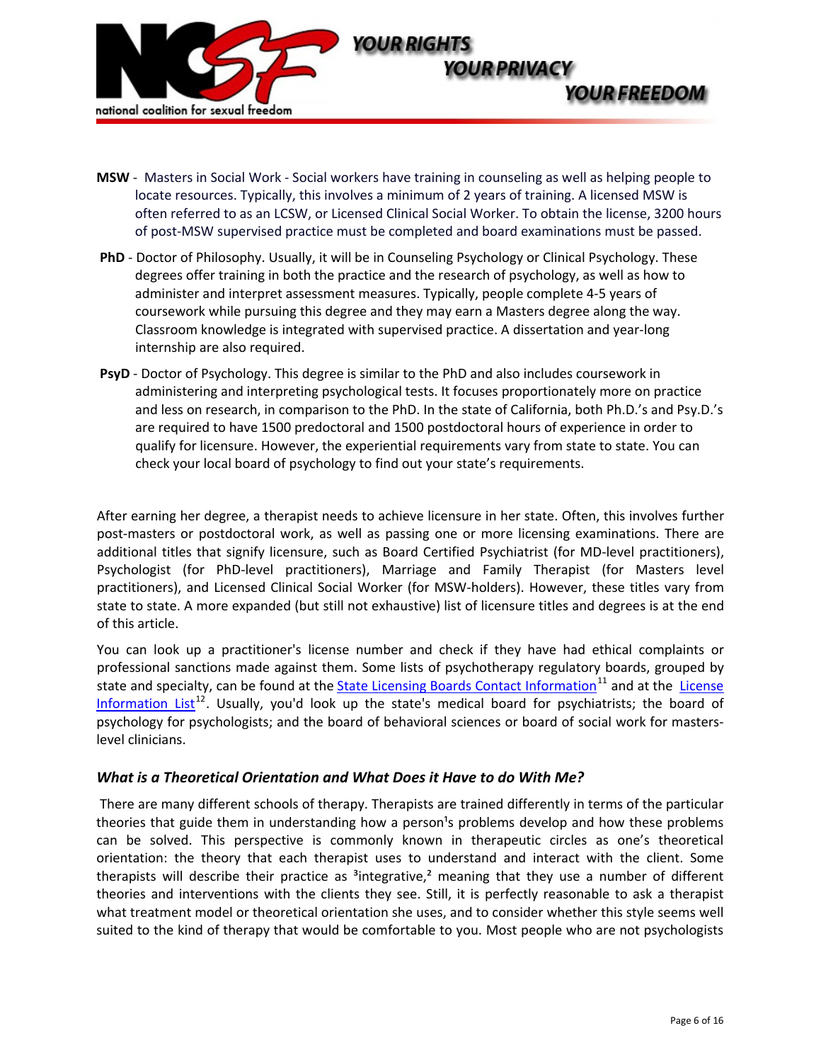**MSW** - Masters in Social Work - Social workers have training in counseling as well as helping people to locate resources. Typically, this involves a minimum of 2 years of training. A licensed MSW is often referred to as an LCSW, or Licensed Clinical Social Worker. To obtain the license, 3200 hours of post-MSW supervised practice must be completed and board examinations must be passed.

**PhD** - Doctor of Philosophy. Usually, it will be in Counseling Psychology or Clinical Psychology. These degrees offer training in both the practice and the research of psychology, as well as how to administer and interpret assessment measures. Typically, people complete 4-5 years of coursework while pursuing this degree and they may earn a Masters degree along the way. Classroom knowledge is integrated with supervised practice. A dissertation and year-long internship are also required.

**PsyD** - Doctor of Psychology. This degree is similar to the PhD and also includes coursework in administering and interpreting psychological tests. It focuses proportionately more on practice and less on research, in comparison to the PhD. In the state of California, both Ph.D.'s and Psy.D.'s are required to have 1500 predoctoral and 1500 postdoctoral hours of experience in order to qualify for licensure. However, the experiential requirements vary from state to state. You can check your local board of psychology to find out your state's requirements.

After earning her degree, a therapist needs to achieve licensure in her state. Often, this involves further post-masters or postdoctoral work, as well as passing one or more licensing examinations. There are additional titles that signify licensure, such as Board Certified Psychiatrist (for MD-level practitioners), Psychologist (for PhD-level practitioners), Marriage and Family Therapist (for Masters level practitioners), and Licensed Clinical Social Worker (for MSW-holders). However, these titles vary from state to state. A more expanded (but still not exhaustive) list of licensure titles and degrees is at the end of this article.

You can look up a practitioner's license number and check if they have had ethical complaints or professional sanctions made against them. Some lists of psychotherapy regulatory boards, grouped by state and specialty, can be found at the State Licensing Boards Contact Information[11] and at the License Information List[12]. Usually, you'd look up the state's medical board for psychiatrists; the board of psychology for psychologists; and the board of behavioral sciences or board of social work for masters-level clinicians.

### *What is a Theoretical Orientation and What Does it Have to do With Me?*

There are many different schools of therapy. Therapists are trained differently in terms of the particular theories that guide them in understanding how a person[1]s problems develop and how these problems can be solved. This perspective is commonly known in therapeutic circles as one's theoretical orientation: the theory that each therapist uses to understand and interact with the client. Some therapists will describe their practice as [3]integrative,[2] meaning that they use a number of different theories and interventions with the clients they see. Still, it is perfectly reasonable to ask a therapist what treatment model or theoretical orientation she uses, and to consider whether this style seems well suited to the kind of therapy that would be comfortable to you. Most people who are not psychologists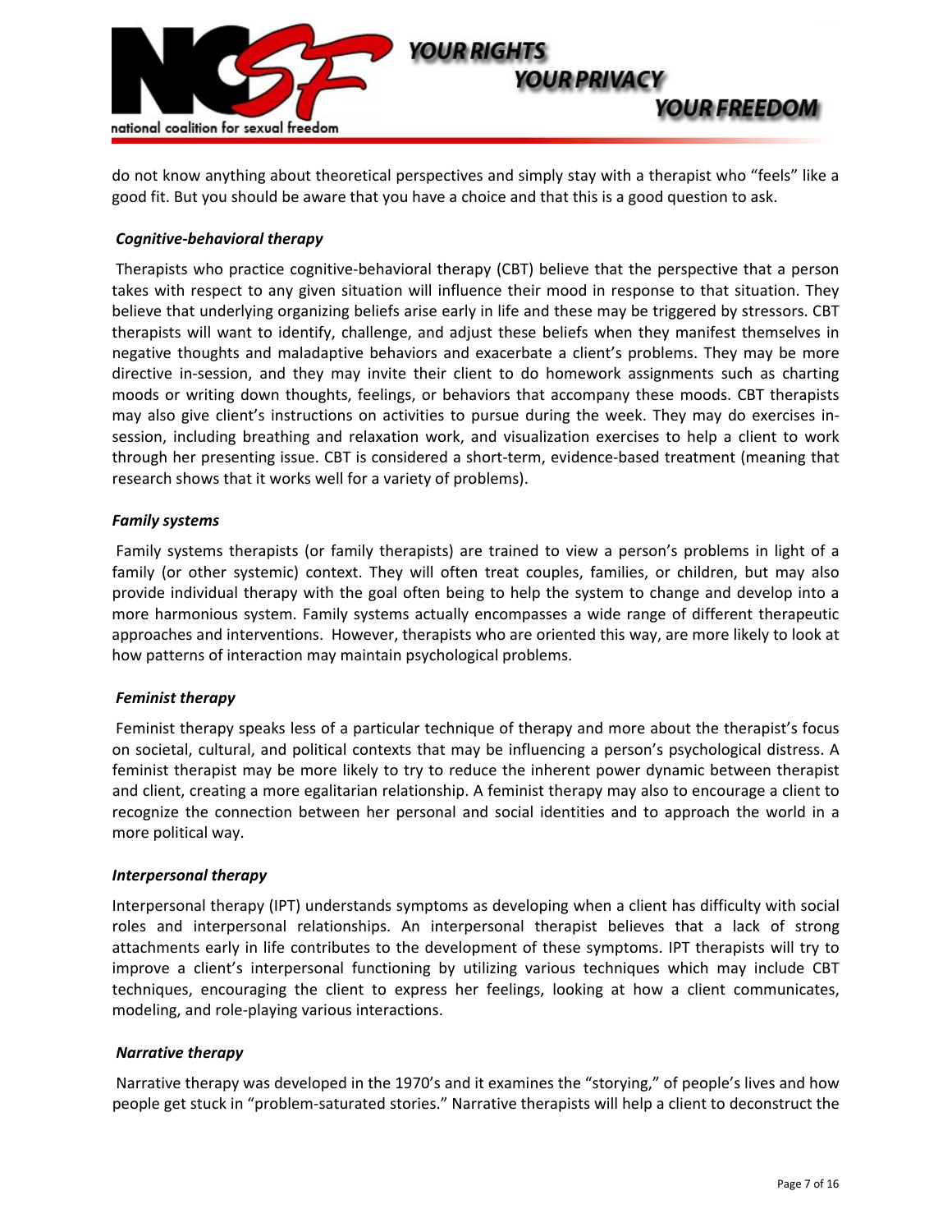do not know anything about theoretical perspectives and simply stay with a therapist who "feels" like a good fit. But you should be aware that you have a choice and that this is a good question to ask.

***Cognitive-behavioral therapy***

Therapists who practice cognitive-behavioral therapy (CBT) believe that the perspective that a person takes with respect to any given situation will influence their mood in response to that situation. They believe that underlying organizing beliefs arise early in life and these may be triggered by stressors. CBT therapists will want to identify, challenge, and adjust these beliefs when they manifest themselves in negative thoughts and maladaptive behaviors and exacerbate a client's problems. They may be more directive in-session, and they may invite their client to do homework assignments such as charting moods or writing down thoughts, feelings, or behaviors that accompany these moods. CBT therapists may also give client's instructions on activities to pursue during the week. They may do exercises in-session, including breathing and relaxation work, and visualization exercises to help a client to work through her presenting issue. CBT is considered a short-term, evidence-based treatment (meaning that research shows that it works well for a variety of problems).

***Family systems***

Family systems therapists (or family therapists) are trained to view a person's problems in light of a family (or other systemic) context. They will often treat couples, families, or children, but may also provide individual therapy with the goal often being to help the system to change and develop into a more harmonious system. Family systems actually encompasses a wide range of different therapeutic approaches and interventions. However, therapists who are oriented this way, are more likely to look at how patterns of interaction may maintain psychological problems.

***Feminist therapy***

Feminist therapy speaks less of a particular technique of therapy and more about the therapist's focus on societal, cultural, and political contexts that may be influencing a person's psychological distress. A feminist therapist may be more likely to try to reduce the inherent power dynamic between therapist and client, creating a more egalitarian relationship. A feminist therapy may also to encourage a client to recognize the connection between her personal and social identities and to approach the world in a more political way.

***Interpersonal therapy***

Interpersonal therapy (IPT) understands symptoms as developing when a client has difficulty with social roles and interpersonal relationships. An interpersonal therapist believes that a lack of strong attachments early in life contributes to the development of these symptoms. IPT therapists will try to improve a client's interpersonal functioning by utilizing various techniques which may include CBT techniques, encouraging the client to express her feelings, looking at how a client communicates, modeling, and role-playing various interactions.

***Narrative therapy***

Narrative therapy was developed in the 1970's and it examines the "storying," of people's lives and how people get stuck in "problem-saturated stories." Narrative therapists will help a client to deconstruct the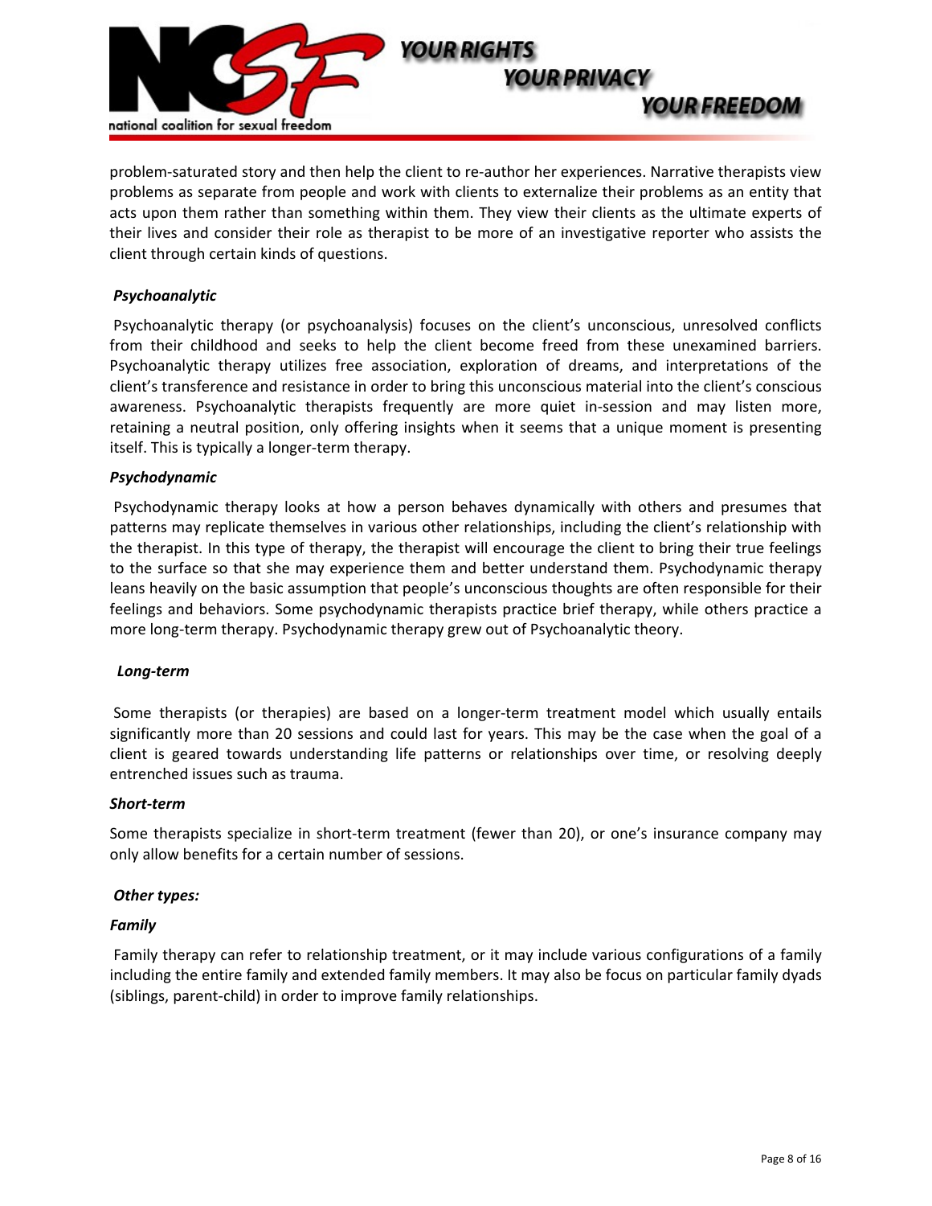problem-saturated story and then help the client to re-author her experiences. Narrative therapists view problems as separate from people and work with clients to externalize their problems as an entity that acts upon them rather than something within them. They view their clients as the ultimate experts of their lives and consider their role as therapist to be more of an investigative reporter who assists the client through certain kinds of questions.

***Psychoanalytic***

Psychoanalytic therapy (or psychoanalysis) focuses on the client's unconscious, unresolved conflicts from their childhood and seeks to help the client become freed from these unexamined barriers. Psychoanalytic therapy utilizes free association, exploration of dreams, and interpretations of the client's transference and resistance in order to bring this unconscious material into the client's conscious awareness. Psychoanalytic therapists frequently are more quiet in-session and may listen more, retaining a neutral position, only offering insights when it seems that a unique moment is presenting itself. This is typically a longer-term therapy.

***Psychodynamic***

Psychodynamic therapy looks at how a person behaves dynamically with others and presumes that patterns may replicate themselves in various other relationships, including the client's relationship with the therapist. In this type of therapy, the therapist will encourage the client to bring their true feelings to the surface so that she may experience them and better understand them. Psychodynamic therapy leans heavily on the basic assumption that people's unconscious thoughts are often responsible for their feelings and behaviors. Some psychodynamic therapists practice brief therapy, while others practice a more long-term therapy. Psychodynamic therapy grew out of Psychoanalytic theory.

***Long-term***

Some therapists (or therapies) are based on a longer-term treatment model which usually entails significantly more than 20 sessions and could last for years. This may be the case when the goal of a client is geared towards understanding life patterns or relationships over time, or resolving deeply entrenched issues such as trauma.

***Short-term***

Some therapists specialize in short-term treatment (fewer than 20), or one's insurance company may only allow benefits for a certain number of sessions.

***Other types:***

***Family***

Family therapy can refer to relationship treatment, or it may include various configurations of a family including the entire family and extended family members. It may also be focus on particular family dyads (siblings, parent-child) in order to improve family relationships.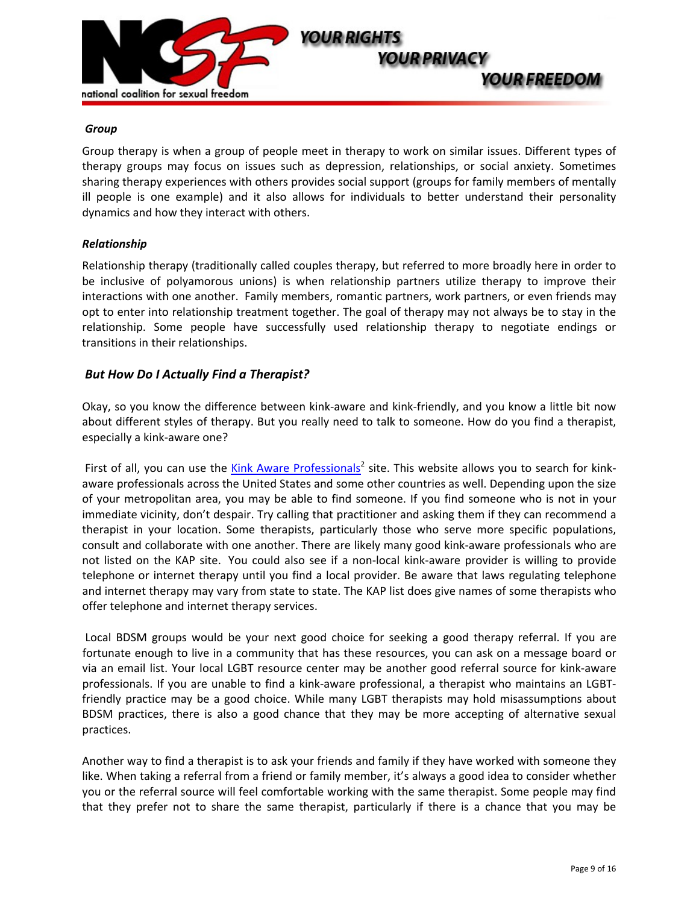### *Group*

Group therapy is when a group of people meet in therapy to work on similar issues. Different types of therapy groups may focus on issues such as depression, relationships, or social anxiety. Sometimes sharing therapy experiences with others provides social support (groups for family members of mentally ill people is one example) and it also allows for individuals to better understand their personality dynamics and how they interact with others.

### *Relationship*

Relationship therapy (traditionally called couples therapy, but referred to more broadly here in order to be inclusive of polyamorous unions) is when relationship partners utilize therapy to improve their interactions with one another. Family members, romantic partners, work partners, or even friends may opt to enter into relationship treatment together. The goal of therapy may not always be to stay in the relationship. Some people have successfully used relationship therapy to negotiate endings or transitions in their relationships.

## *But How Do I Actually Find a Therapist?*

Okay, so you know the difference between kink-aware and kink-friendly, and you know a little bit now about different styles of therapy. But you really need to talk to someone. How do you find a therapist, especially a kink-aware one?

First of all, you can use the Kink Aware Professionals[2] site. This website allows you to search for kink-aware professionals across the United States and some other countries as well. Depending upon the size of your metropolitan area, you may be able to find someone. If you find someone who is not in your immediate vicinity, don't despair. Try calling that practitioner and asking them if they can recommend a therapist in your location. Some therapists, particularly those who serve more specific populations, consult and collaborate with one another. There are likely many good kink-aware professionals who are not listed on the KAP site. You could also see if a non-local kink-aware provider is willing to provide telephone or internet therapy until you find a local provider. Be aware that laws regulating telephone and internet therapy may vary from state to state. The KAP list does give names of some therapists who offer telephone and internet therapy services.

Local BDSM groups would be your next good choice for seeking a good therapy referral. If you are fortunate enough to live in a community that has these resources, you can ask on a message board or via an email list. Your local LGBT resource center may be another good referral source for kink-aware professionals. If you are unable to find a kink-aware professional, a therapist who maintains an LGBT-friendly practice may be a good choice. While many LGBT therapists may hold misassumptions about BDSM practices, there is also a good chance that they may be more accepting of alternative sexual practices.

Another way to find a therapist is to ask your friends and family if they have worked with someone they like. When taking a referral from a friend or family member, it's always a good idea to consider whether you or the referral source will feel comfortable working with the same therapist. Some people may find that they prefer not to share the same therapist, particularly if there is a chance that you may be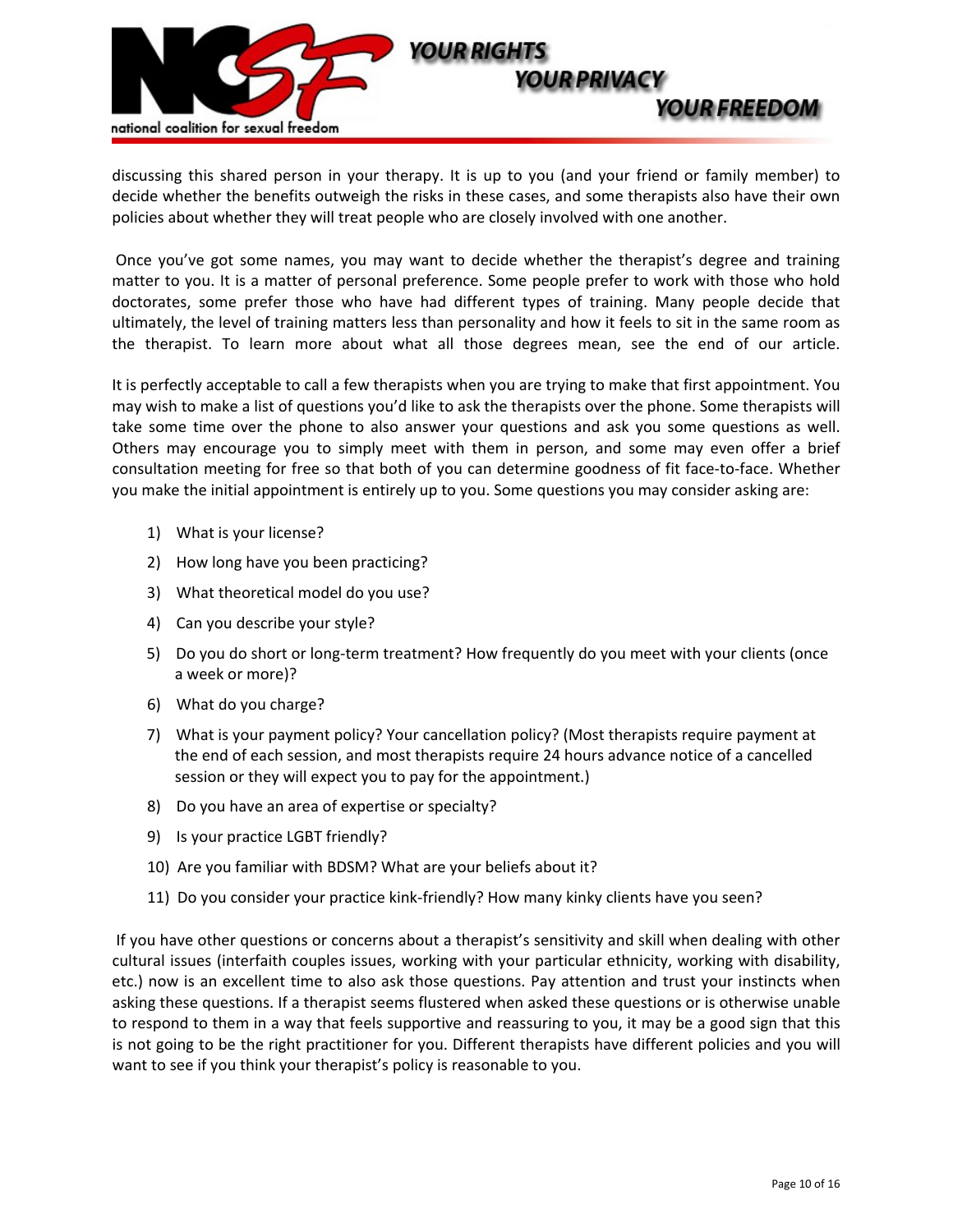discussing this shared person in your therapy. It is up to you (and your friend or family member) to decide whether the benefits outweigh the risks in these cases, and some therapists also have their own policies about whether they will treat people who are closely involved with one another.

Once you've got some names, you may want to decide whether the therapist's degree and training matter to you. It is a matter of personal preference. Some people prefer to work with those who hold doctorates, some prefer those who have had different types of training. Many people decide that ultimately, the level of training matters less than personality and how it feels to sit in the same room as the therapist. To learn more about what all those degrees mean, see the end of our article.

It is perfectly acceptable to call a few therapists when you are trying to make that first appointment. You may wish to make a list of questions you'd like to ask the therapists over the phone. Some therapists will take some time over the phone to also answer your questions and ask you some questions as well. Others may encourage you to simply meet with them in person, and some may even offer a brief consultation meeting for free so that both of you can determine goodness of fit face-to-face. Whether you make the initial appointment is entirely up to you. Some questions you may consider asking are:

1) What is your license?
2) How long have you been practicing?
3) What theoretical model do you use?
4) Can you describe your style?
5) Do you do short or long-term treatment? How frequently do you meet with your clients (once a week or more)?
6) What do you charge?
7) What is your payment policy? Your cancellation policy? (Most therapists require payment at the end of each session, and most therapists require 24 hours advance notice of a cancelled session or they will expect you to pay for the appointment.)
8) Do you have an area of expertise or specialty?
9) Is your practice LGBT friendly?
10) Are you familiar with BDSM? What are your beliefs about it?
11) Do you consider your practice kink-friendly? How many kinky clients have you seen?

If you have other questions or concerns about a therapist's sensitivity and skill when dealing with other cultural issues (interfaith couples issues, working with your particular ethnicity, working with disability, etc.) now is an excellent time to also ask those questions. Pay attention and trust your instincts when asking these questions. If a therapist seems flustered when asked these questions or is otherwise unable to respond to them in a way that feels supportive and reassuring to you, it may be a good sign that this is not going to be the right practitioner for you. Different therapists have different policies and you will want to see if you think your therapist's policy is reasonable to you.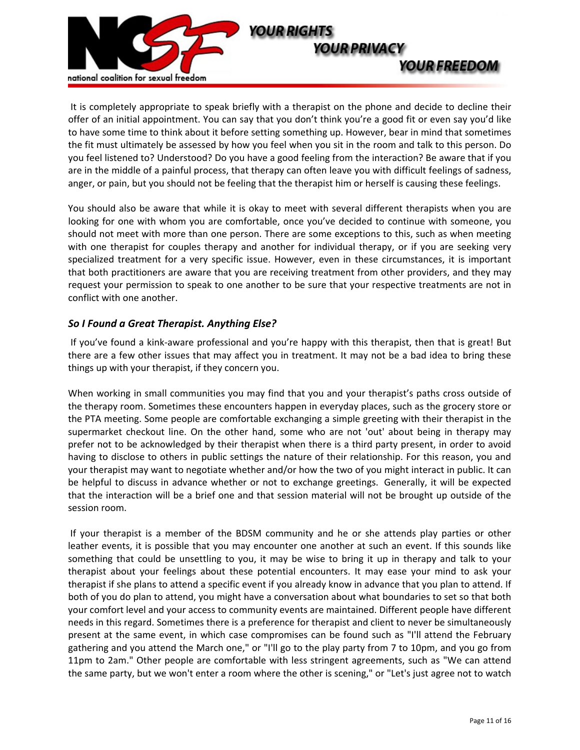It is completely appropriate to speak briefly with a therapist on the phone and decide to decline their offer of an initial appointment. You can say that you don't think you're a good fit or even say you'd like to have some time to think about it before setting something up. However, bear in mind that sometimes the fit must ultimately be assessed by how you feel when you sit in the room and talk to this person. Do you feel listened to? Understood? Do you have a good feeling from the interaction? Be aware that if you are in the middle of a painful process, that therapy can often leave you with difficult feelings of sadness, anger, or pain, but you should not be feeling that the therapist him or herself is causing these feelings.

You should also be aware that while it is okay to meet with several different therapists when you are looking for one with whom you are comfortable, once you've decided to continue with someone, you should not meet with more than one person. There are some exceptions to this, such as when meeting with one therapist for couples therapy and another for individual therapy, or if you are seeking very specialized treatment for a very specific issue. However, even in these circumstances, it is important that both practitioners are aware that you are receiving treatment from other providers, and they may request your permission to speak to one another to be sure that your respective treatments are not in conflict with one another.

### *So I Found a Great Therapist. Anything Else?*

If you've found a kink-aware professional and you're happy with this therapist, then that is great! But there are a few other issues that may affect you in treatment. It may not be a bad idea to bring these things up with your therapist, if they concern you.

When working in small communities you may find that you and your therapist's paths cross outside of the therapy room. Sometimes these encounters happen in everyday places, such as the grocery store or the PTA meeting. Some people are comfortable exchanging a simple greeting with their therapist in the supermarket checkout line. On the other hand, some who are not 'out' about being in therapy may prefer not to be acknowledged by their therapist when there is a third party present, in order to avoid having to disclose to others in public settings the nature of their relationship. For this reason, you and your therapist may want to negotiate whether and/or how the two of you might interact in public. It can be helpful to discuss in advance whether or not to exchange greetings. Generally, it will be expected that the interaction will be a brief one and that session material will not be brought up outside of the session room.

If your therapist is a member of the BDSM community and he or she attends play parties or other leather events, it is possible that you may encounter one another at such an event. If this sounds like something that could be unsettling to you, it may be wise to bring it up in therapy and talk to your therapist about your feelings about these potential encounters. It may ease your mind to ask your therapist if she plans to attend a specific event if you already know in advance that you plan to attend. If both of you do plan to attend, you might have a conversation about what boundaries to set so that both your comfort level and your access to community events are maintained. Different people have different needs in this regard. Sometimes there is a preference for therapist and client to never be simultaneously present at the same event, in which case compromises can be found such as "I'll attend the February gathering and you attend the March one," or "I'll go to the play party from 7 to 10pm, and you go from 11pm to 2am." Other people are comfortable with less stringent agreements, such as "We can attend the same party, but we won't enter a room where the other is scening," or "Let's just agree not to watch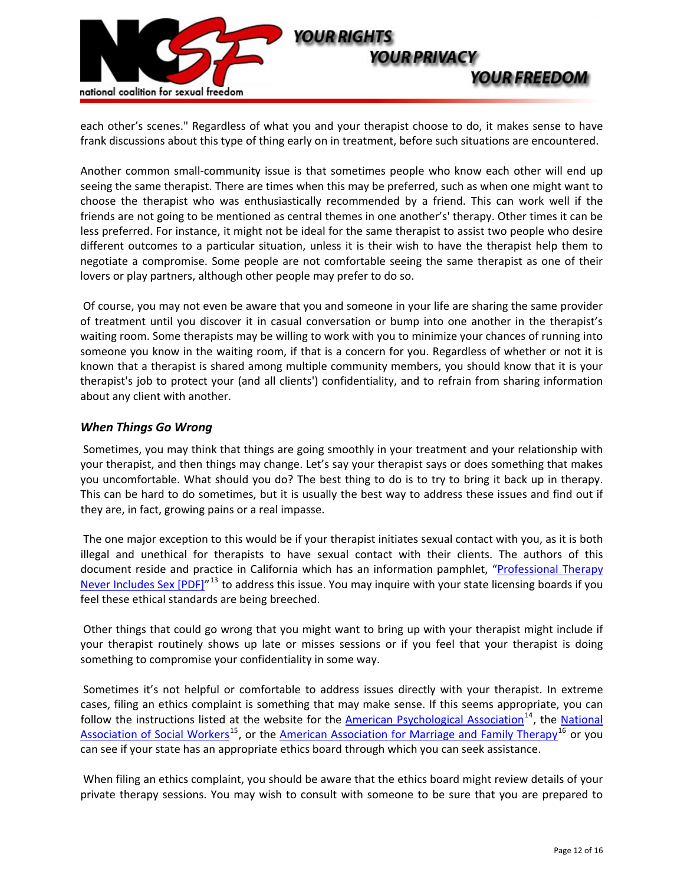each other's scenes." Regardless of what you and your therapist choose to do, it makes sense to have frank discussions about this type of thing early on in treatment, before such situations are encountered.

Another common small-community issue is that sometimes people who know each other will end up seeing the same therapist. There are times when this may be preferred, such as when one might want to choose the therapist who was enthusiastically recommended by a friend. This can work well if the friends are not going to be mentioned as central themes in one another's' therapy. Other times it can be less preferred. For instance, it might not be ideal for the same therapist to assist two people who desire different outcomes to a particular situation, unless it is their wish to have the therapist help them to negotiate a compromise. Some people are not comfortable seeing the same therapist as one of their lovers or play partners, although other people may prefer to do so.

Of course, you may not even be aware that you and someone in your life are sharing the same provider of treatment until you discover it in casual conversation or bump into one another in the therapist's waiting room. Some therapists may be willing to work with you to minimize your chances of running into someone you know in the waiting room, if that is a concern for you. Regardless of whether or not it is known that a therapist is shared among multiple community members, you should know that it is your therapist's job to protect your (and all clients') confidentiality, and to refrain from sharing information about any client with another.

### *When Things Go Wrong*

Sometimes, you may think that things are going smoothly in your treatment and your relationship with your therapist, and then things may change. Let's say your therapist says or does something that makes you uncomfortable. What should you do? The best thing to do is to try to bring it back up in therapy. This can be hard to do sometimes, but it is usually the best way to address these issues and find out if they are, in fact, growing pains or a real impasse.

The one major exception to this would be if your therapist initiates sexual contact with you, as it is both illegal and unethical for therapists to have sexual contact with their clients. The authors of this document reside and practice in California which has an information pamphlet, "Professional Therapy Never Includes Sex [PDF]"[13] to address this issue. You may inquire with your state licensing boards if you feel these ethical standards are being breeched.

Other things that could go wrong that you might want to bring up with your therapist might include if your therapist routinely shows up late or misses sessions or if you feel that your therapist is doing something to compromise your confidentiality in some way.

Sometimes it's not helpful or comfortable to address issues directly with your therapist. In extreme cases, filing an ethics complaint is something that may make sense. If this seems appropriate, you can follow the instructions listed at the website for the American Psychological Association[14], the National Association of Social Workers[15], or the American Association for Marriage and Family Therapy[16] or you can see if your state has an appropriate ethics board through which you can seek assistance.

When filing an ethics complaint, you should be aware that the ethics board might review details of your private therapy sessions. You may wish to consult with someone to be sure that you are prepared to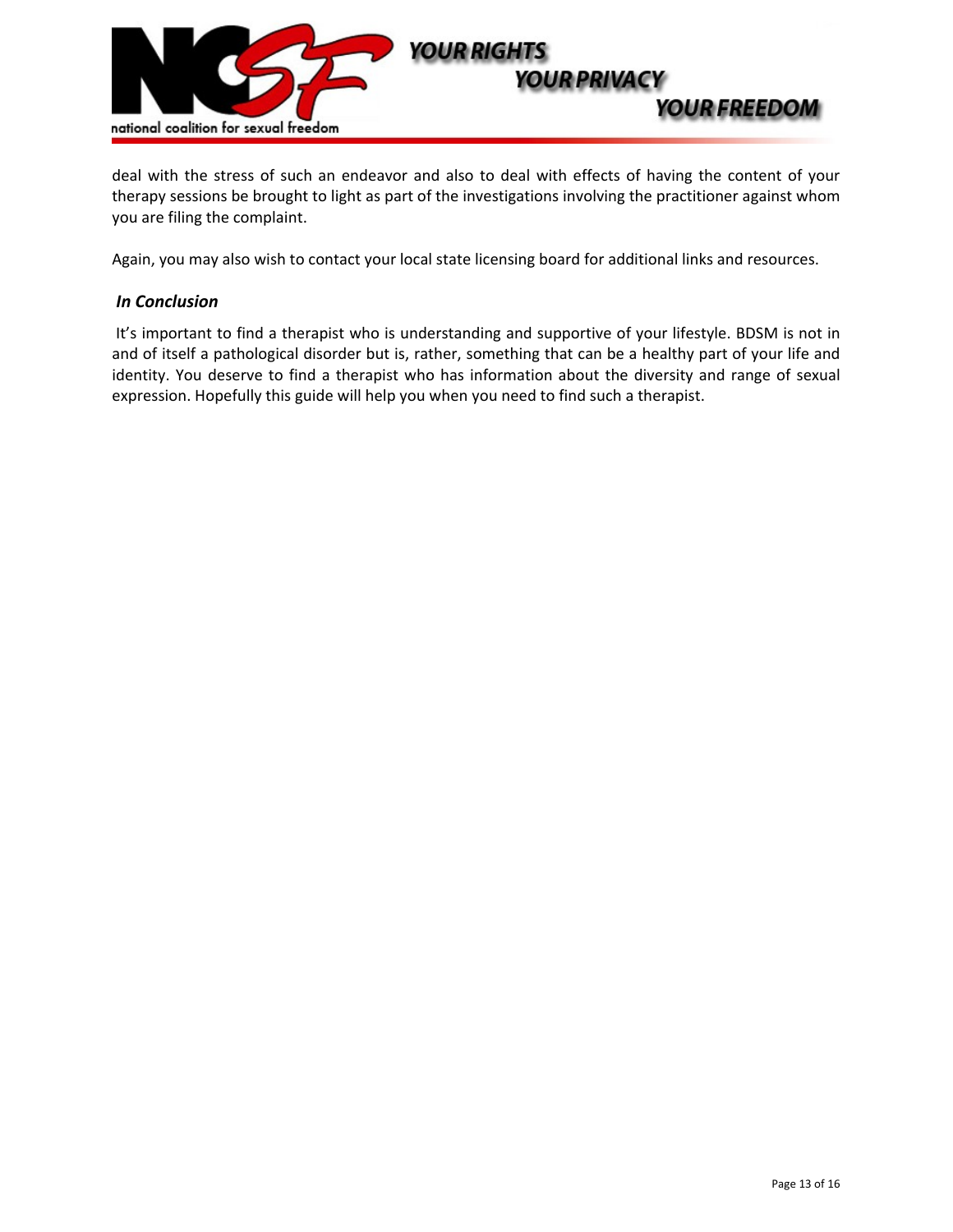deal with the stress of such an endeavor and also to deal with effects of having the content of your therapy sessions be brought to light as part of the investigations involving the practitioner against whom you are filing the complaint.

Again, you may also wish to contact your local state licensing board for additional links and resources.

### *In Conclusion*

It's important to find a therapist who is understanding and supportive of your lifestyle. BDSM is not in and of itself a pathological disorder but is, rather, something that can be a healthy part of your life and identity. You deserve to find a therapist who has information about the diversity and range of sexual expression. Hopefully this guide will help you when you need to find such a therapist.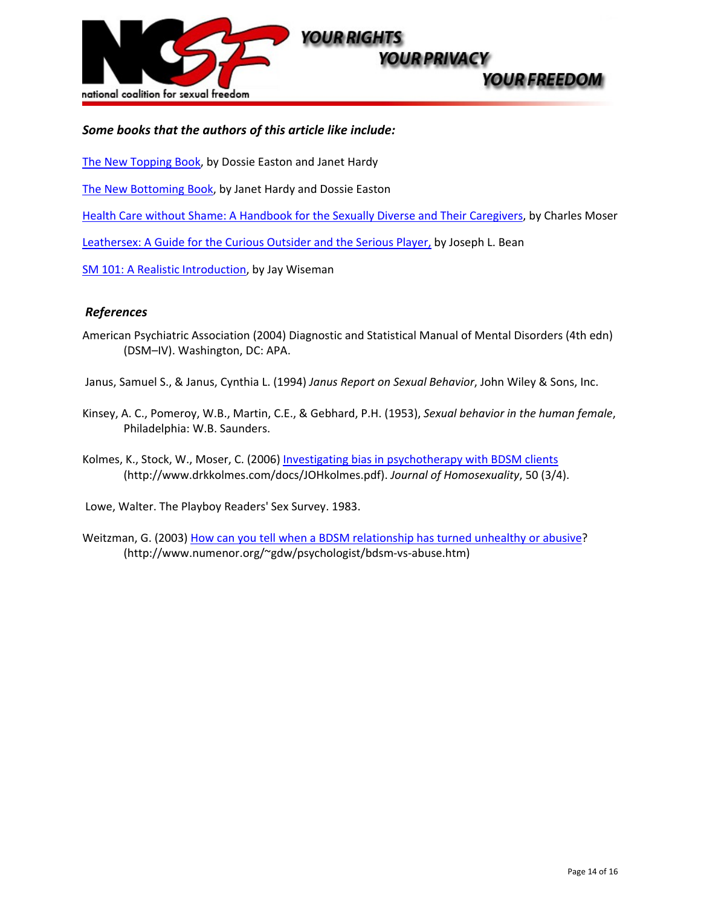***Some books that the authors of this article like include:***

The New Topping Book, by Dossie Easton and Janet Hardy

The New Bottoming Book, by Janet Hardy and Dossie Easton

Health Care without Shame: A Handbook for the Sexually Diverse and Their Caregivers, by Charles Moser

Leathersex: A Guide for the Curious Outsider and the Serious Player, by Joseph L. Bean

SM 101: A Realistic Introduction, by Jay Wiseman

## ***References***

American Psychiatric Association (2004) Diagnostic and Statistical Manual of Mental Disorders (4th edn) (DSM–IV). Washington, DC: APA.

Janus, Samuel S., & Janus, Cynthia L. (1994) *Janus Report on Sexual Behavior*, John Wiley & Sons, Inc.

Kinsey, A. C., Pomeroy, W.B., Martin, C.E., & Gebhard, P.H. (1953), *Sexual behavior in the human female*, Philadelphia: W.B. Saunders.

Kolmes, K., Stock, W., Moser, C. (2006) Investigating bias in psychotherapy with BDSM clients (http://www.drkkolmes.com/docs/JOHkolmes.pdf). *Journal of Homosexuality*, 50 (3/4).

Lowe, Walter. The Playboy Readers' Sex Survey. 1983.

Weitzman, G. (2003) How can you tell when a BDSM relationship has turned unhealthy or abusive? (http://www.numenor.org/~gdw/psychologist/bdsm-vs-abuse.htm)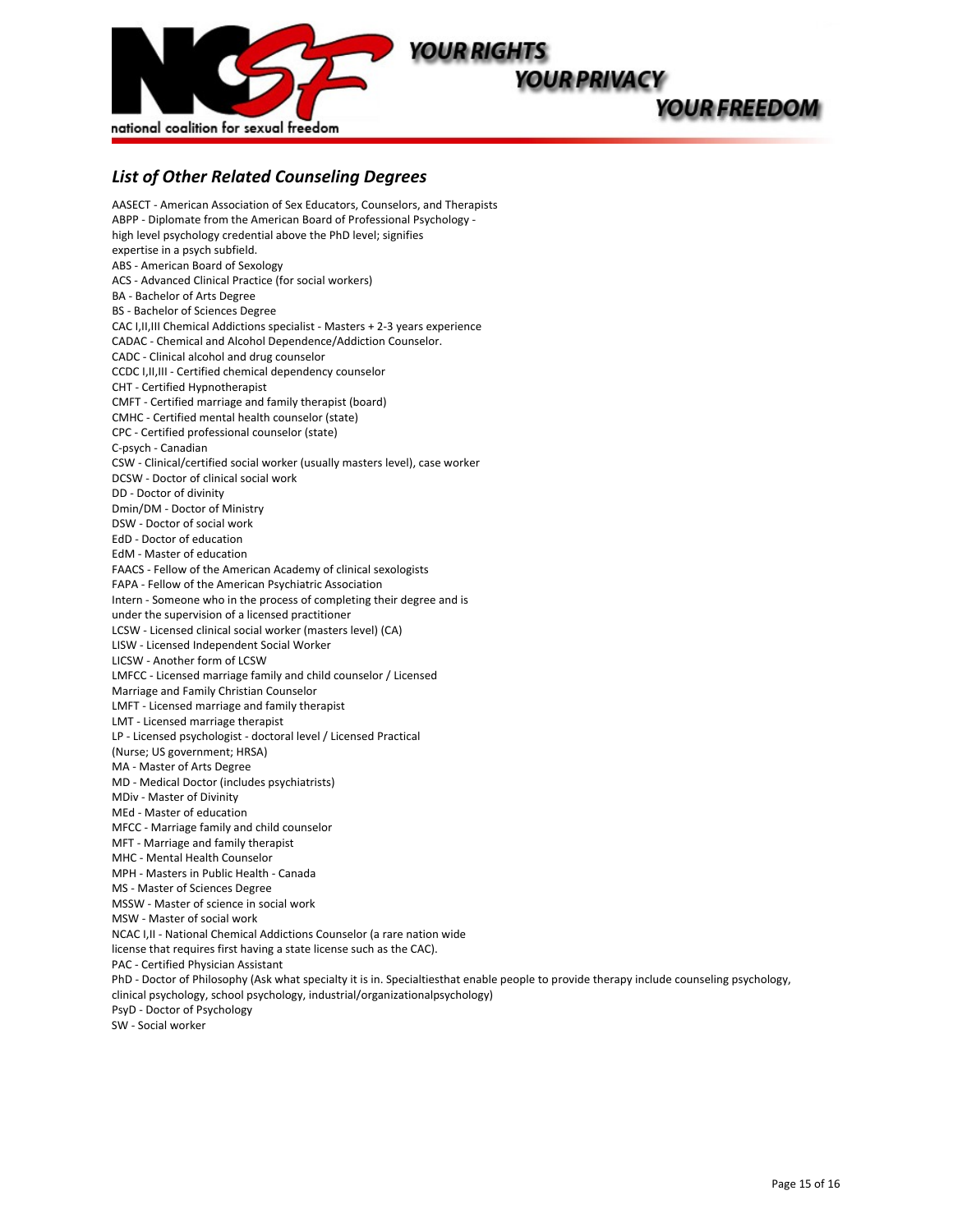## *List of Other Related Counseling Degrees*

AASECT - American Association of Sex Educators, Counselors, and Therapists
ABPP - Diplomate from the American Board of Professional Psychology - high level psychology credential above the PhD level; signifies expertise in a psych subfield.
ABS - American Board of Sexology
ACS - Advanced Clinical Practice (for social workers)
BA - Bachelor of Arts Degree
BS - Bachelor of Sciences Degree
CAC I,II,III Chemical Addictions specialist - Masters + 2-3 years experience
CADAC - Chemical and Alcohol Dependence/Addiction Counselor.
CADC - Clinical alcohol and drug counselor
CCDC I,II,III - Certified chemical dependency counselor
CHT - Certified Hypnotherapist
CMFT - Certified marriage and family therapist (board)
CMHC - Certified mental health counselor (state)
CPC - Certified professional counselor (state)
C-psych - Canadian
CSW - Clinical/certified social worker (usually masters level), case worker
DCSW - Doctor of clinical social work
DD - Doctor of divinity
Dmin/DM - Doctor of Ministry
DSW - Doctor of social work
EdD - Doctor of education
EdM - Master of education
FAACS - Fellow of the American Academy of clinical sexologists
FAPA - Fellow of the American Psychiatric Association
Intern - Someone who in the process of completing their degree and is under the supervision of a licensed practitioner
LCSW - Licensed clinical social worker (masters level) (CA)
LISW - Licensed Independent Social Worker
LICSW - Another form of LCSW
LMFCC - Licensed marriage family and child counselor / Licensed Marriage and Family Christian Counselor
LMFT - Licensed marriage and family therapist
LMT - Licensed marriage therapist
LP - Licensed psychologist - doctoral level / Licensed Practical (Nurse; US government; HRSA)
MA - Master of Arts Degree
MD - Medical Doctor (includes psychiatrists)
MDiv - Master of Divinity
MEd - Master of education
MFCC - Marriage family and child counselor
MFT - Marriage and family therapist
MHC - Mental Health Counselor
MPH - Masters in Public Health - Canada
MS - Master of Sciences Degree
MSSW - Master of science in social work
MSW - Master of social work
NCAC I,II - National Chemical Addictions Counselor (a rare nation wide license that requires first having a state license such as the CAC).
PAC - Certified Physician Assistant
PhD - Doctor of Philosophy (Ask what specialty it is in. Specialtiesthat enable people to provide therapy include counseling psychology, clinical psychology, school psychology, industrial/organizationalpsychology)
PsyD - Doctor of Psychology
SW - Social worker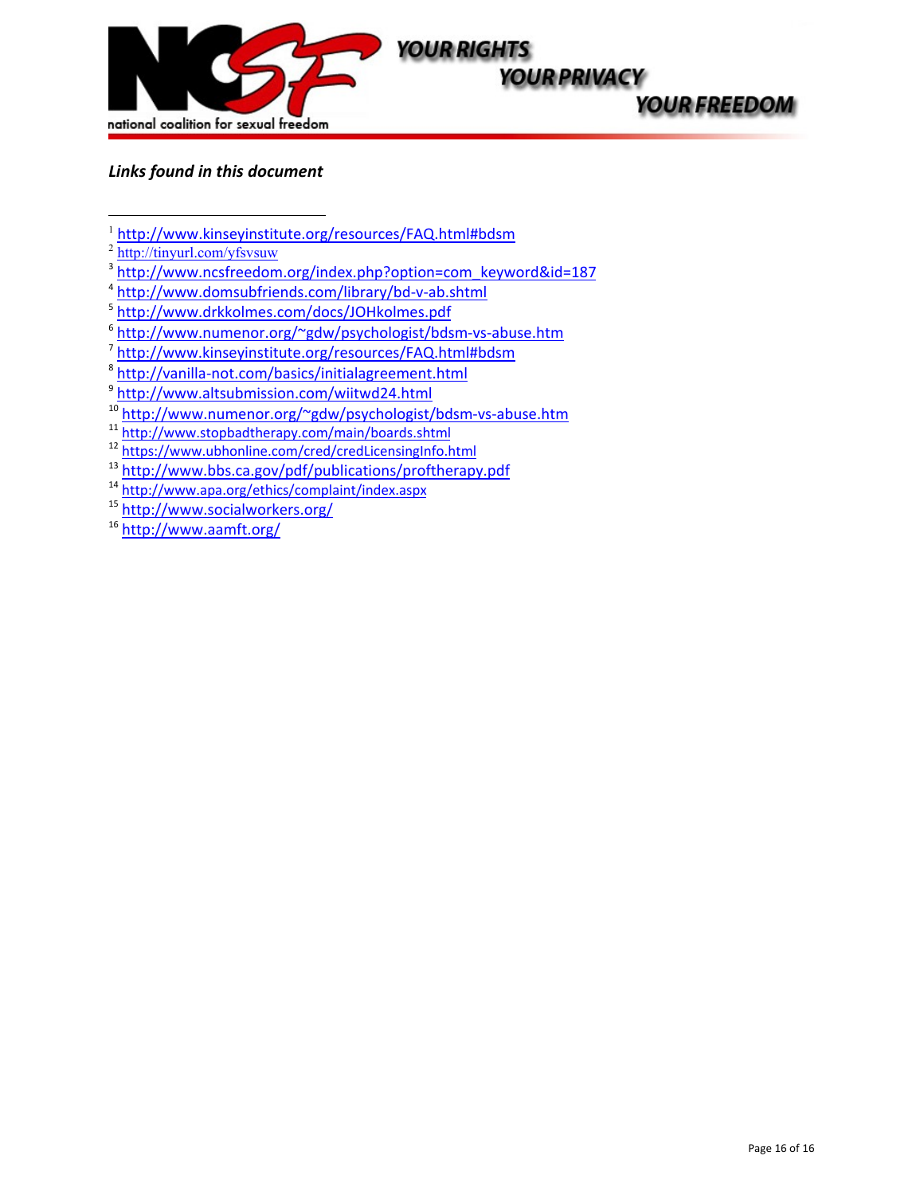*Links found in this document*

[1] http://www.kinseyinstitute.org/resources/FAQ.html#bdsm
[2] http://tinyurl.com/yfsvsuw
[3] http://www.ncsfreedom.org/index.php?option=com_keyword&id=187
[4] http://www.domsubfriends.com/library/bd-v-ab.shtml
[5] http://www.drkkolmes.com/docs/JOHkolmes.pdf
[6] http://www.numenor.org/~gdw/psychologist/bdsm-vs-abuse.htm
[7] http://www.kinseyinstitute.org/resources/FAQ.html#bdsm
[8] http://vanilla-not.com/basics/initialagreement.html
[9] http://www.altsubmission.com/wiitwd24.html
[10] http://www.numenor.org/~gdw/psychologist/bdsm-vs-abuse.htm
[11] http://www.stopbadtherapy.com/main/boards.shtml
[12] https://www.ubhonline.com/cred/credLicensingInfo.html
[13] http://www.bbs.ca.gov/pdf/publications/proftherapy.pdf
[14] http://www.apa.org/ethics/complaint/index.aspx
[15] http://www.socialworkers.org/
[16] http://www.aamft.org/